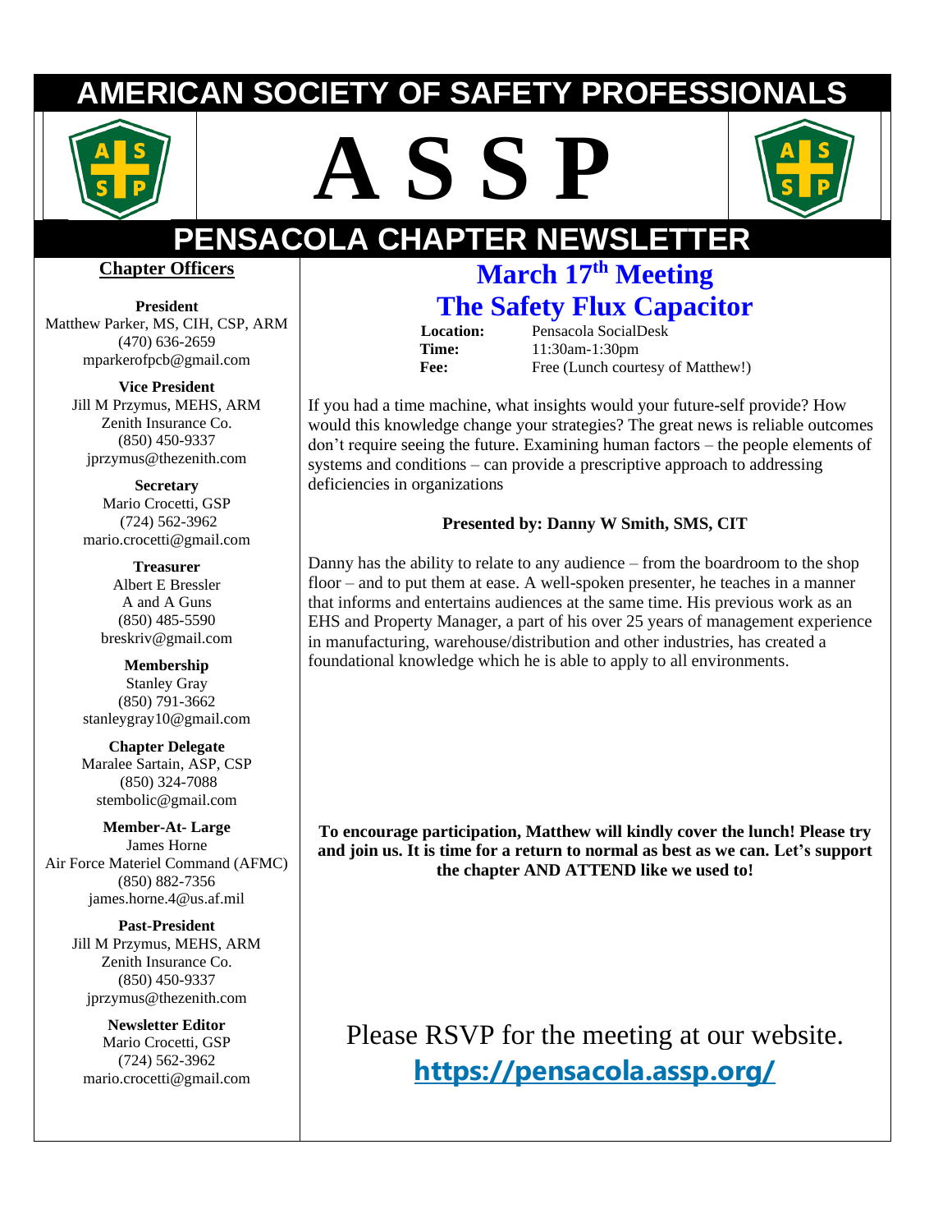# AMERICAN SOCIETY OF SAFETY PROFESSIONALS

# A S S P

# PENSACOLA CHAPTER NEWSLETTER

## Chapter Officers

**President**
Matthew Parker, MS, CIH, CSP, ARM
(470) 636-2659
mparkerofpcb@gmail.com

**Vice President**
Jill M Przymus, MEHS, ARM
Zenith Insurance Co.
(850) 450-9337
jprzymus@thezenith.com

**Secretary**
Mario Crocetti, GSP
(724) 562-3962
mario.crocetti@gmail.com

**Treasurer**
Albert E Bressler
A and A Guns
(850) 485-5590
breskriv@gmail.com

**Membership**
Stanley Gray
(850) 791-3662
stanleygray10@gmail.com

**Chapter Delegate**
Maralee Sartain, ASP, CSP
(850) 324-7088
stembolic@gmail.com

**Member-At- Large**
James Horne
Air Force Materiel Command (AFMC)
(850) 882-7356
james.horne.4@us.af.mil

**Past-President**
Jill M Przymus, MEHS, ARM
Zenith Insurance Co.
(850) 450-9337
jprzymus@thezenith.com

**Newsletter Editor**
Mario Crocetti, GSP
(724) 562-3962
mario.crocetti@gmail.com

## March 17th Meeting
## The Safety Flux Capacitor

**Location:** Pensacola SocialDesk
**Time:** 11:30am-1:30pm
**Fee:** Free (Lunch courtesy of Matthew!)

If you had a time machine, what insights would your future-self provide? How would this knowledge change your strategies? The great news is reliable outcomes don't require seeing the future. Examining human factors – the people elements of systems and conditions – can provide a prescriptive approach to addressing deficiencies in organizations

**Presented by: Danny W Smith, SMS, CIT**

Danny has the ability to relate to any audience – from the boardroom to the shop floor – and to put them at ease. A well-spoken presenter, he teaches in a manner that informs and entertains audiences at the same time. His previous work as an EHS and Property Manager, a part of his over 25 years of management experience in manufacturing, warehouse/distribution and other industries, has created a foundational knowledge which he is able to apply to all environments.

**To encourage participation, Matthew will kindly cover the lunch! Please try and join us. It is time for a return to normal as best as we can. Let's support the chapter AND ATTEND like we used to!**

Please RSVP for the meeting at our website.
**https://pensacola.assp.org/**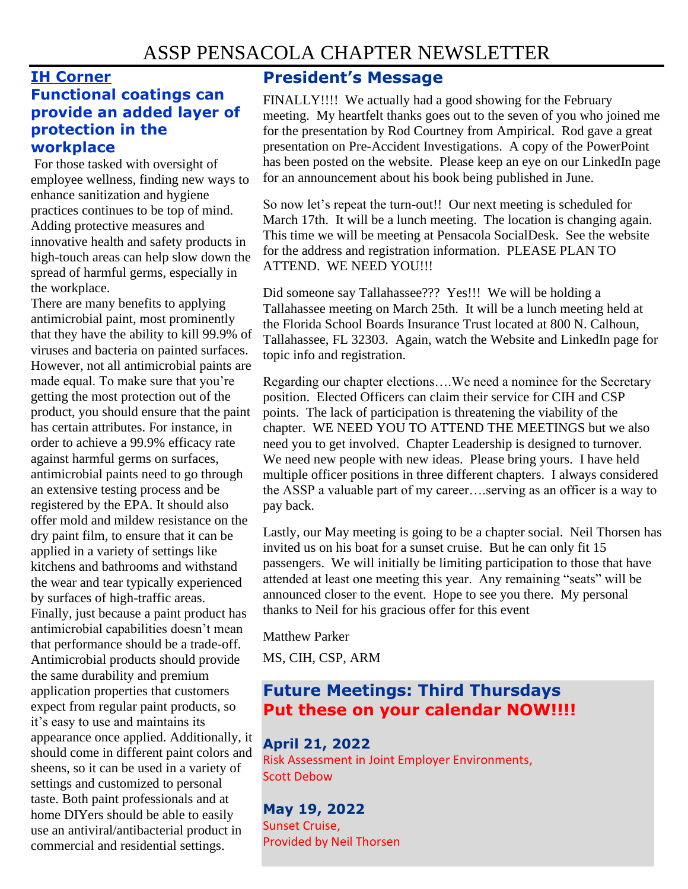# ASSP PENSACOLA CHAPTER NEWSLETTER

## IH Corner

## Functional coatings can provide an added layer of protection in the workplace

For those tasked with oversight of employee wellness, finding new ways to enhance sanitization and hygiene practices continues to be top of mind. Adding protective measures and innovative health and safety products in high-touch areas can help slow down the spread of harmful germs, especially in the workplace.

There are many benefits to applying antimicrobial paint, most prominently that they have the ability to kill 99.9% of viruses and bacteria on painted surfaces. However, not all antimicrobial paints are made equal. To make sure that you're getting the most protection out of the product, you should ensure that the paint has certain attributes. For instance, in order to achieve a 99.9% efficacy rate against harmful germs on surfaces, antimicrobial paints need to go through an extensive testing process and be registered by the EPA. It should also offer mold and mildew resistance on the dry paint film, to ensure that it can be applied in a variety of settings like kitchens and bathrooms and withstand the wear and tear typically experienced by surfaces of high-traffic areas.

Finally, just because a paint product has antimicrobial capabilities doesn't mean that performance should be a trade-off. Antimicrobial products should provide the same durability and premium application properties that customers expect from regular paint products, so it's easy to use and maintains its appearance once applied. Additionally, it should come in different paint colors and sheens, so it can be used in a variety of settings and customized to personal taste. Both paint professionals and at home DIYers should be able to easily use an antiviral/antibacterial product in commercial and residential settings.

## President's Message

FINALLY!!!! We actually had a good showing for the February meeting. My heartfelt thanks goes out to the seven of you who joined me for the presentation by Rod Courtney from Ampirical. Rod gave a great presentation on Pre-Accident Investigations. A copy of the PowerPoint has been posted on the website. Please keep an eye on our LinkedIn page for an announcement about his book being published in June.

So now let's repeat the turn-out!! Our next meeting is scheduled for March 17th. It will be a lunch meeting. The location is changing again. This time we will be meeting at Pensacola SocialDesk. See the website for the address and registration information. PLEASE PLAN TO ATTEND. WE NEED YOU!!!

Did someone say Tallahassee??? Yes!!! We will be holding a Tallahassee meeting on March 25th. It will be a lunch meeting held at the Florida School Boards Insurance Trust located at 800 N. Calhoun, Tallahassee, FL 32303. Again, watch the Website and LinkedIn page for topic info and registration.

Regarding our chapter elections….We need a nominee for the Secretary position. Elected Officers can claim their service for CIH and CSP points. The lack of participation is threatening the viability of the chapter. WE NEED YOU TO ATTEND THE MEETINGS but we also need you to get involved. Chapter Leadership is designed to turnover. We need new people with new ideas. Please bring yours. I have held multiple officer positions in three different chapters. I always considered the ASSP a valuable part of my career….serving as an officer is a way to pay back.

Lastly, our May meeting is going to be a chapter social. Neil Thorsen has invited us on his boat for a sunset cruise. But he can only fit 15 passengers. We will initially be limiting participation to those that have attended at least one meeting this year. Any remaining "seats" will be announced closer to the event. Hope to see you there. My personal thanks to Neil for his gracious offer for this event

Matthew Parker

MS, CIH, CSP, ARM

## Future Meetings: Third Thursdays
## Put these on your calendar NOW!!!!

### April 21, 2022
Risk Assessment in Joint Employer Environments,
Scott Debow

### May 19, 2022
Sunset Cruise,
Provided by Neil Thorsen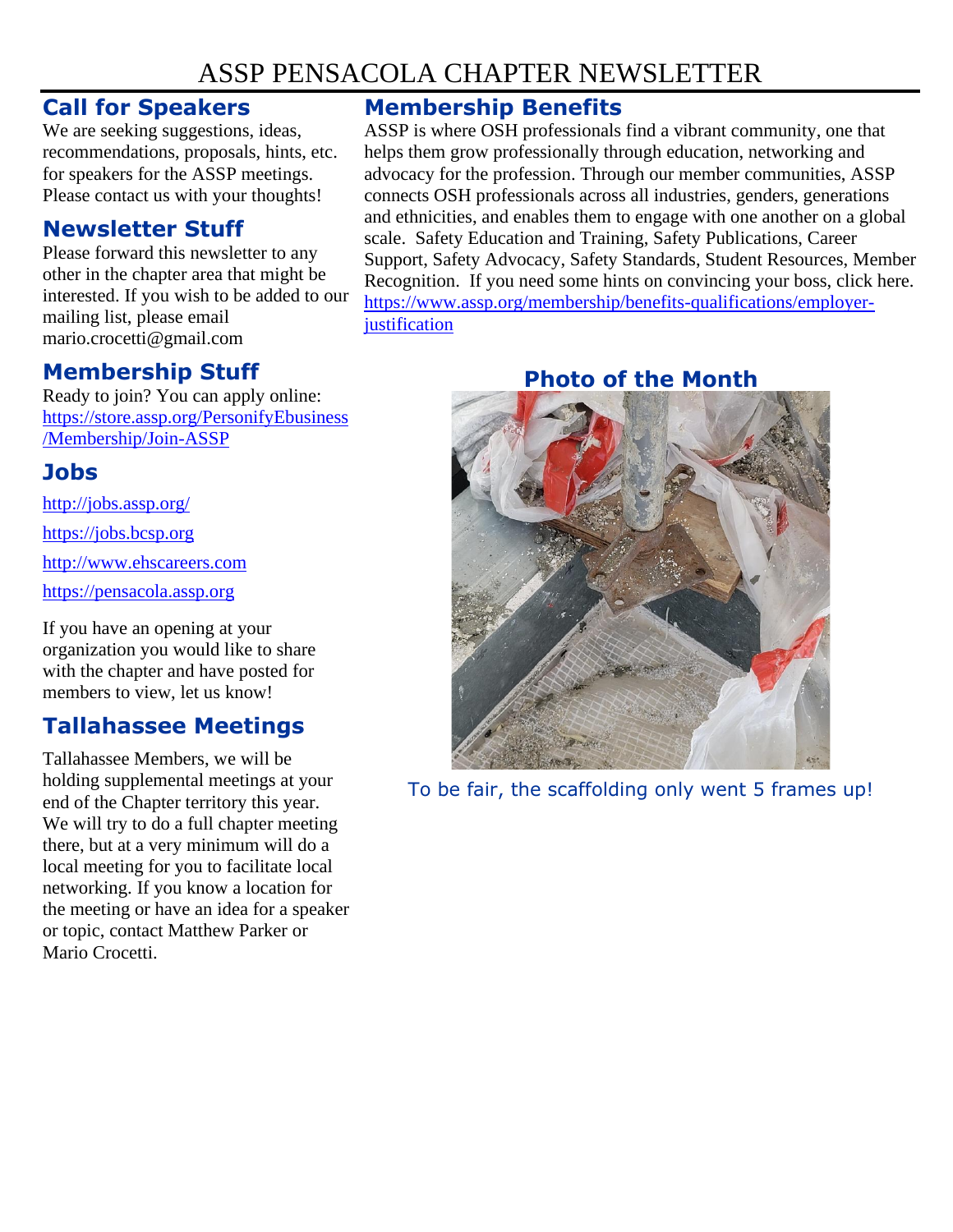# ASSP PENSACOLA CHAPTER NEWSLETTER

## Call for Speakers

We are seeking suggestions, ideas, recommendations, proposals, hints, etc. for speakers for the ASSP meetings. Please contact us with your thoughts!

## Newsletter Stuff

Please forward this newsletter to any other in the chapter area that might be interested. If you wish to be added to our mailing list, please email mario.crocetti@gmail.com

## Membership Stuff

Ready to join? You can apply online: https://store.assp.org/PersonifyEbusiness/Membership/Join-ASSP

## Jobs

http://jobs.assp.org/

https://jobs.bcsp.org

http://www.ehscareers.com

https://pensacola.assp.org

If you have an opening at your organization you would like to share with the chapter and have posted for members to view, let us know!

## Tallahassee Meetings

Tallahassee Members, we will be holding supplemental meetings at your end of the Chapter territory this year. We will try to do a full chapter meeting there, but at a very minimum will do a local meeting for you to facilitate local networking. If you know a location for the meeting or have an idea for a speaker or topic, contact Matthew Parker or Mario Crocetti.

## Membership Benefits

ASSP is where OSH professionals find a vibrant community, one that helps them grow professionally through education, networking and advocacy for the profession. Through our member communities, ASSP connects OSH professionals across all industries, genders, generations and ethnicities, and enables them to engage with one another on a global scale. Safety Education and Training, Safety Publications, Career Support, Safety Advocacy, Safety Standards, Student Resources, Member Recognition. If you need some hints on convincing your boss, click here. https://www.assp.org/membership/benefits-qualifications/employer-justification

## Photo of the Month

To be fair, the scaffolding only went 5 frames up!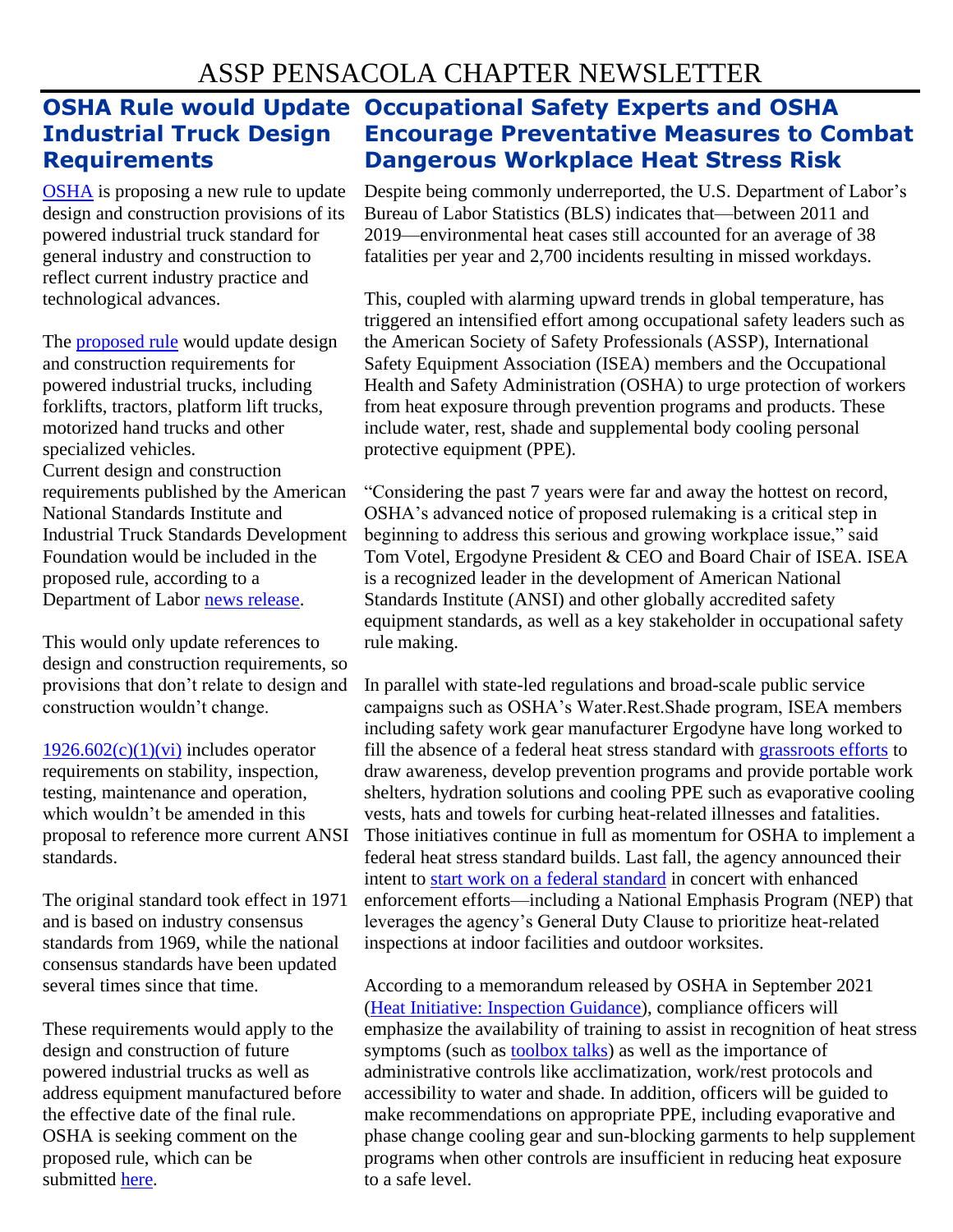# ASSP PENSACOLA CHAPTER NEWSLETTER

## OSHA Rule would Update Industrial Truck Design Requirements

OSHA is proposing a new rule to update design and construction provisions of its powered industrial truck standard for general industry and construction to reflect current industry practice and technological advances.

The proposed rule would update design and construction requirements for powered industrial trucks, including forklifts, tractors, platform lift trucks, motorized hand trucks and other specialized vehicles.
Current design and construction requirements published by the American National Standards Institute and Industrial Truck Standards Development Foundation would be included in the proposed rule, according to a Department of Labor news release.

This would only update references to design and construction requirements, so provisions that don't relate to design and construction wouldn't change.

1926.602(c)(1)(vi) includes operator requirements on stability, inspection, testing, maintenance and operation, which wouldn't be amended in this proposal to reference more current ANSI standards.

The original standard took effect in 1971 and is based on industry consensus standards from 1969, while the national consensus standards have been updated several times since that time.

These requirements would apply to the design and construction of future powered industrial trucks as well as address equipment manufactured before the effective date of the final rule. OSHA is seeking comment on the proposed rule, which can be submitted here.

## Occupational Safety Experts and OSHA Encourage Preventative Measures to Combat Dangerous Workplace Heat Stress Risk

Despite being commonly underreported, the U.S. Department of Labor's Bureau of Labor Statistics (BLS) indicates that—between 2011 and 2019—environmental heat cases still accounted for an average of 38 fatalities per year and 2,700 incidents resulting in missed workdays.

This, coupled with alarming upward trends in global temperature, has triggered an intensified effort among occupational safety leaders such as the American Society of Safety Professionals (ASSP), International Safety Equipment Association (ISEA) members and the Occupational Health and Safety Administration (OSHA) to urge protection of workers from heat exposure through prevention programs and products. These include water, rest, shade and supplemental body cooling personal protective equipment (PPE).

"Considering the past 7 years were far and away the hottest on record, OSHA's advanced notice of proposed rulemaking is a critical step in beginning to address this serious and growing workplace issue," said Tom Votel, Ergodyne President & CEO and Board Chair of ISEA. ISEA is a recognized leader in the development of American National Standards Institute (ANSI) and other globally accredited safety equipment standards, as well as a key stakeholder in occupational safety rule making.

In parallel with state-led regulations and broad-scale public service campaigns such as OSHA's Water.Rest.Shade program, ISEA members including safety work gear manufacturer Ergodyne have long worked to fill the absence of a federal heat stress standard with grassroots efforts to draw awareness, develop prevention programs and provide portable work shelters, hydration solutions and cooling PPE such as evaporative cooling vests, hats and towels for curbing heat-related illnesses and fatalities. Those initiatives continue in full as momentum for OSHA to implement a federal heat stress standard builds. Last fall, the agency announced their intent to start work on a federal standard in concert with enhanced enforcement efforts—including a National Emphasis Program (NEP) that leverages the agency's General Duty Clause to prioritize heat-related inspections at indoor facilities and outdoor worksites.

According to a memorandum released by OSHA in September 2021 (Heat Initiative: Inspection Guidance), compliance officers will emphasize the availability of training to assist in recognition of heat stress symptoms (such as toolbox talks) as well as the importance of administrative controls like acclimatization, work/rest protocols and accessibility to water and shade. In addition, officers will be guided to make recommendations on appropriate PPE, including evaporative and phase change cooling gear and sun-blocking garments to help supplement programs when other controls are insufficient in reducing heat exposure to a safe level.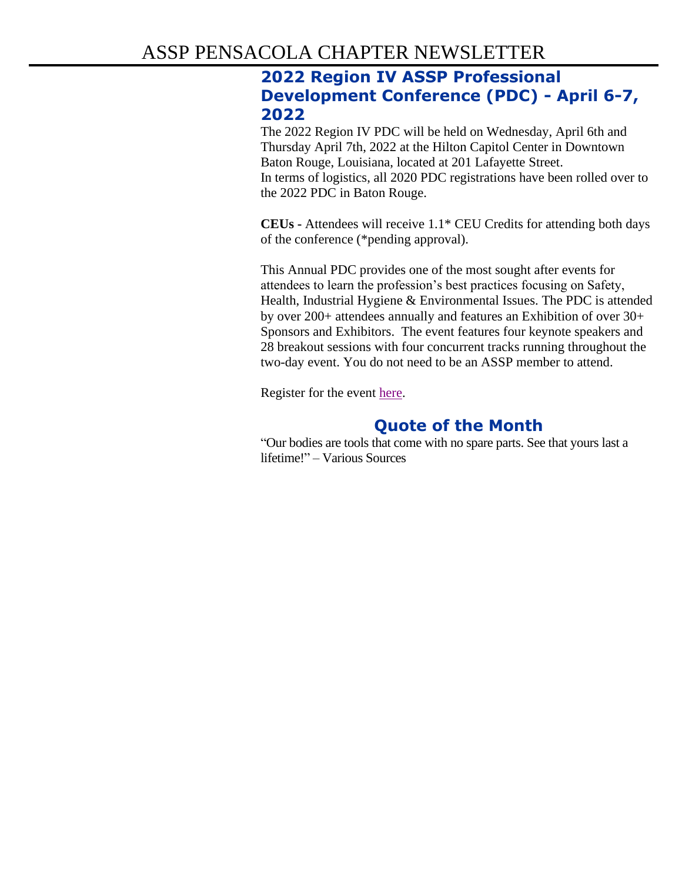## 2022 Region IV ASSP Professional Development Conference (PDC) - April 6-7, 2022

The 2022 Region IV PDC will be held on Wednesday, April 6th and Thursday April 7th, 2022 at the Hilton Capitol Center in Downtown Baton Rouge, Louisiana, located at 201 Lafayette Street.
In terms of logistics, all 2020 PDC registrations have been rolled over to the 2022 PDC in Baton Rouge.

**CEUs -** Attendees will receive 1.1* CEU Credits for attending both days of the conference (*pending approval).

This Annual PDC provides one of the most sought after events for attendees to learn the profession's best practices focusing on Safety, Health, Industrial Hygiene & Environmental Issues. The PDC is attended by over 200+ attendees annually and features an Exhibition of over 30+ Sponsors and Exhibitors. The event features four keynote speakers and 28 breakout sessions with four concurrent tracks running throughout the two-day event. You do not need to be an ASSP member to attend.

Register for the event here.

## Quote of the Month

"Our bodies are tools that come with no spare parts. See that yours last a lifetime!" – Various Sources